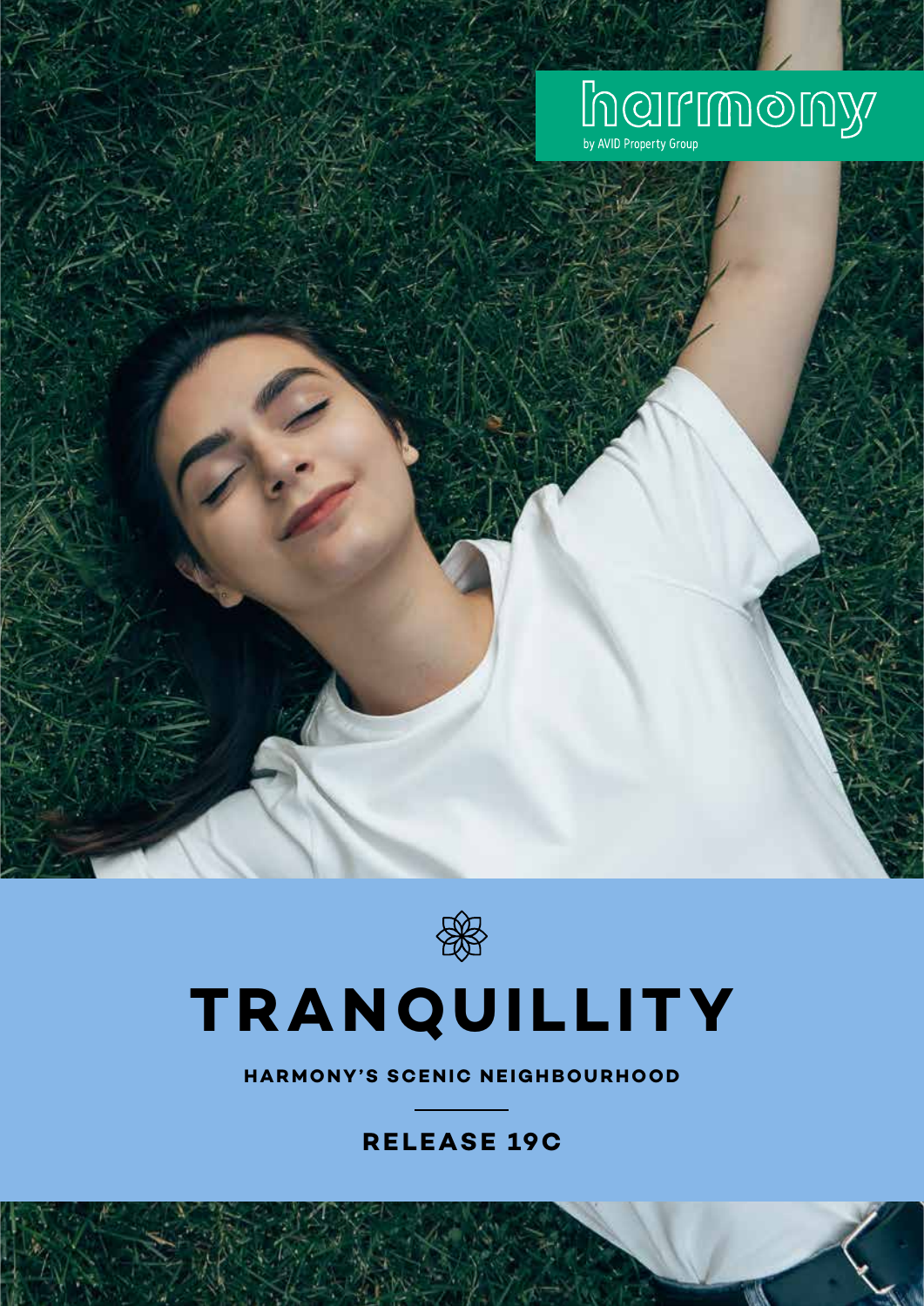harmony

by AVID Property Group

# TRANQUILLITY

## HARMONY'S SCENIC NEIGHBOURHOOD

### RELEASE 19C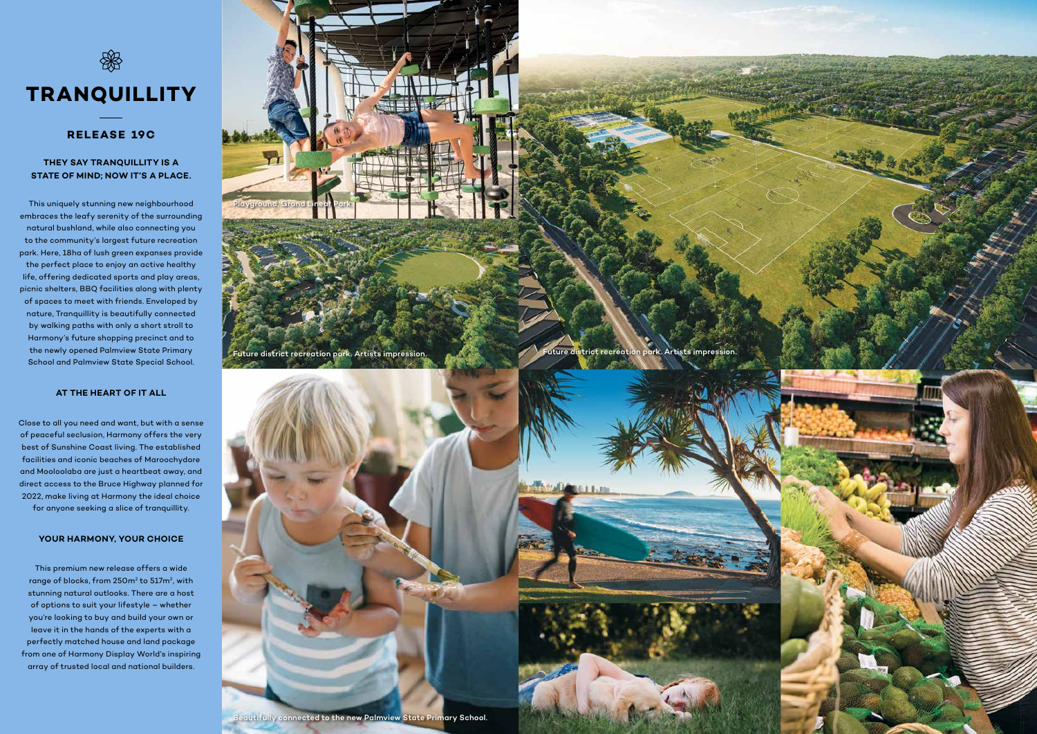# TRANQUILLITY

## RELEASE 19C

### THEY SAY TRANQUILLITY IS A STATE OF MIND; NOW IT'S A PLACE.

This uniquely stunning new neighbourhood embraces the leafy serenity of the surrounding natural bushland, while also connecting you to the community's largest future recreation park. Here, 18ha of lush green expanses provide the perfect place to enjoy an active healthy life, offering dedicated sports and play areas, picnic shelters, BBQ facilities along with plenty of spaces to meet with friends. Enveloped by nature, Tranquillity is beautifully connected by walking paths with only a short stroll to Harmony's future shopping precinct and to the newly opened Palmview State Primary School and Palmview State Special School.

### AT THE HEART OF IT ALL

Close to all you need and want, but with a sense of peaceful seclusion, Harmony offers the very best of Sunshine Coast living. The established facilities and iconic beaches of Maroochydore and Mooloolaba are just a heartbeat away, and direct access to the Bruce Highway planned for 2022, make living at Harmony the ideal choice for anyone seeking a slice of tranquillity.

### YOUR HARMONY, YOUR CHOICE

This premium new release offers a wide range of blocks, from 250m² to 517m², with stunning natural outlooks. There are a host of options to suit your lifestyle – whether you're looking to buy and build your own or leave it in the hands of the experts with a perfectly matched house and land package from one of Harmony Display World's inspiring array of trusted local and national builders.

Playground, Grand Linear Park.

Future district recreation park. Artists impression.

Future district recreation park. Artists impression.

Beautifully connected to the new Palmview State Primary School.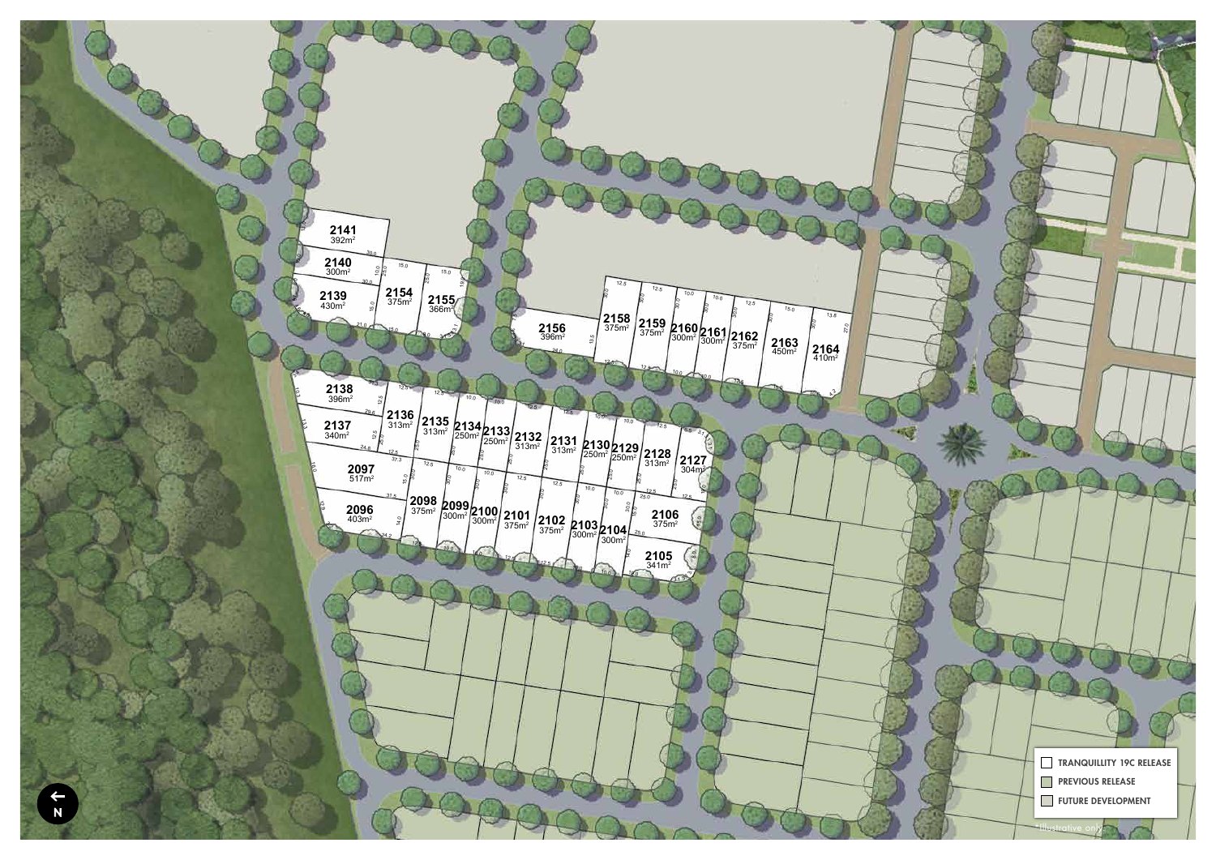| Lot | Area |
|---|---|
| 2141 | 392m² |
| 2140 | 300m² |
| 2139 | 430m² |
| 2154 | 375m² |
| 2155 | 366m² |
| 2156 | 396m² |
| 2158 | 375m² |
| 2159 | 375m² |
| 2160 | 300m² |
| 2161 | 300m² |
| 2162 | 375m² |
| 2163 | 450m² |
| 2164 | 410m² |
| 2138 | 396m² |
| 2137 | 340m² |
| 2136 | 313m² |
| 2135 | 313m² |
| 2134 | 250m² |
| 2133 | 250m² |
| 2132 | 313m² |
| 2131 | 313m² |
| 2130 | 250m² |
| 2129 | 250m² |
| 2128 | 313m² |
| 2127 | 304m² |
| 2097 | 517m² |
| 2096 | 403m² |
| 2098 | 375m² |
| 2099 | 300m² |
| 2100 | 300m² |
| 2101 | 375m² |
| 2102 | 375m² |
| 2103 | 300m² |
| 2104 | 300m² |
| 2106 | 375m² |
| 2105 | 341m² |

N

- TRANQUILLITY 19C RELEASE
- PREVIOUS RELEASE
- FUTURE DEVELOPMENT

*Illustrative only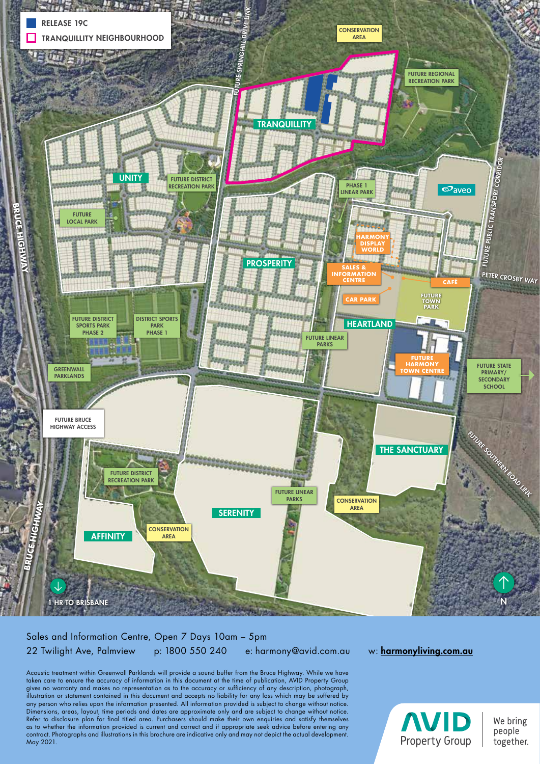RELEASE 19C

TRANQUILLITY NEIGHBOURHOOD

CONSERVATION AREA

FUTURE SPRINGHILL DRIVE LINK

FUTURE REGIONAL RECREATION PARK

TRANQUILLITY

UNITY

FUTURE DISTRICT RECREATION PARK

FUTURE LOCAL PARK

BRUCE HIGHWAY

PHASE 1 LINEAR PARK

aveo

FUTURE PUBLIC TRANSPORT CORRIDOR

HARMONY DISPLAY WORLD

PROSPERITY

SALES & INFORMATION CENTRE

CAFÉ

PETER CROSBY WAY

CAR PARK

FUTURE TOWN PARK

FUTURE DISTRICT SPORTS PARK PHASE 2

DISTRICT SPORTS PARK PHASE 1

HEARTLAND

FUTURE LINEAR PARKS

GREENWALL PARKLANDS

FUTURE HARMONY TOWN CENTRE

FUTURE STATE PRIMARY/ SECONDARY SCHOOL

FUTURE BRUCE HIGHWAY ACCESS

THE SANCTUARY

FUTURE SOUTHERN ROAD LINK

FUTURE DISTRICT RECREATION PARK

FUTURE LINEAR PARKS

CONSERVATION AREA

SERENITY

AFFINITY

CONSERVATION AREA

BRUCE HIGHWAY

1 HR TO BRISBANE

N

Sales and Information Centre, Open 7 Days 10am – 5pm

22 Twilight Ave, Palmview p: 1800 550 240 e: harmony@avid.com.au w: **harmonyliving.com.au**

Acoustic treatment within Greenwall Parklands will provide a sound buffer from the Bruce Highway. While we have taken care to ensure the accuracy of information in this document at the time of publication, AVID Property Group gives no warranty and makes no representation as to the accuracy or sufficiency of any description, photograph, illustration or statement contained in this document and accepts no liability for any loss which may be suffered by any person who relies upon the information presented. All information provided is subject to change without notice. Dimensions, areas, layout, time periods and dates are approximate only and are subject to change without notice. Refer to disclosure plan for final titled area. Purchasers should make their own enquiries and satisfy themselves as to whether the information provided is current and correct and if appropriate seek advice before entering any contract. Photographs and illustrations in this brochure are indicative only and may not depict the actual development. May 2021.

AVID Property Group

We bring people together.